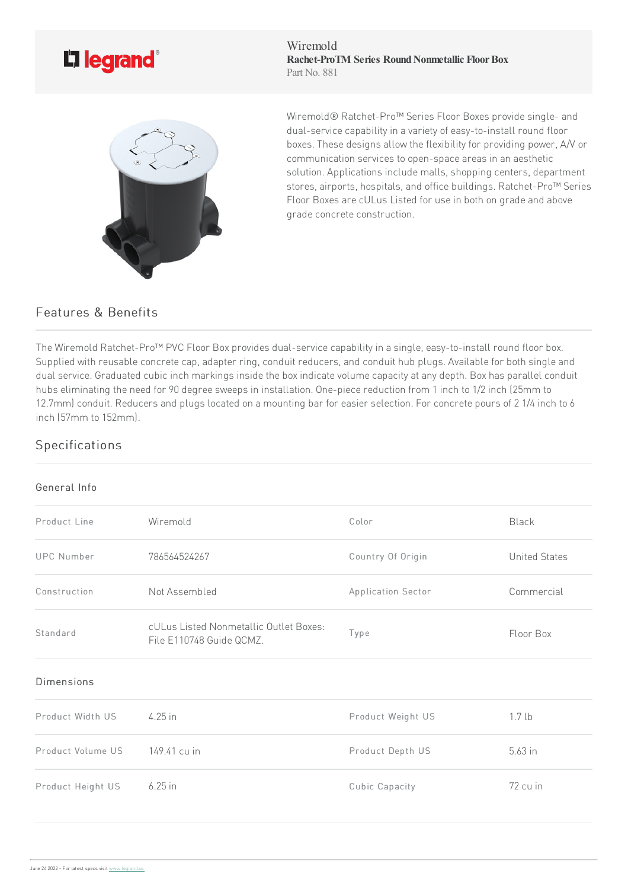legrand

Wiremold
**Rachet-ProTM Series Round Nonmetallic Floor Box**
Part No. 881

Wiremold® Ratchet-Pro™ Series Floor Boxes provide single- and dual-service capability in a variety of easy-to-install round floor boxes. These designs allow the flexibility for providing power, A/V or communication services to open-space areas in an aesthetic solution. Applications include malls, shopping centers, department stores, airports, hospitals, and office buildings. Ratchet-Pro™ Series Floor Boxes are cULus Listed for use in both on grade and above grade concrete construction.

## Features & Benefits

The Wiremold Ratchet-Pro™ PVC Floor Box provides dual-service capability in a single, easy-to-install round floor box. Supplied with reusable concrete cap, adapter ring, conduit reducers, and conduit hub plugs. Available for both single and dual service. Graduated cubic inch markings inside the box indicate volume capacity at any depth. Box has parallel conduit hubs eliminating the need for 90 degree sweeps in installation. One-piece reduction from 1 inch to 1/2 inch (25mm to 12.7mm) conduit. Reducers and plugs located on a mounting bar for easier selection. For concrete pours of 2 1/4 inch to 6 inch (57mm to 152mm).

## Specifications

### General Info

| | | | |
|---|---|---|---|
| Product Line | Wiremold | Color | Black |
| UPC Number | 786564524267 | Country Of Origin | United States |
| Construction | Not Assembled | Application Sector | Commercial |
| Standard | cULus Listed Nonmetallic Outlet Boxes: File E110748 Guide QCMZ. | Type | Floor Box |

### Dimensions

| | | | |
|---|---|---|---|
| Product Width US | 4.25 in | Product Weight US | 1.7 lb |
| Product Volume US | 149.41 cu in | Product Depth US | 5.63 in |
| Product Height US | 6.25 in | Cubic Capacity | 72 cu in |

June 24 2022 - For latest specs visit www.legrand.us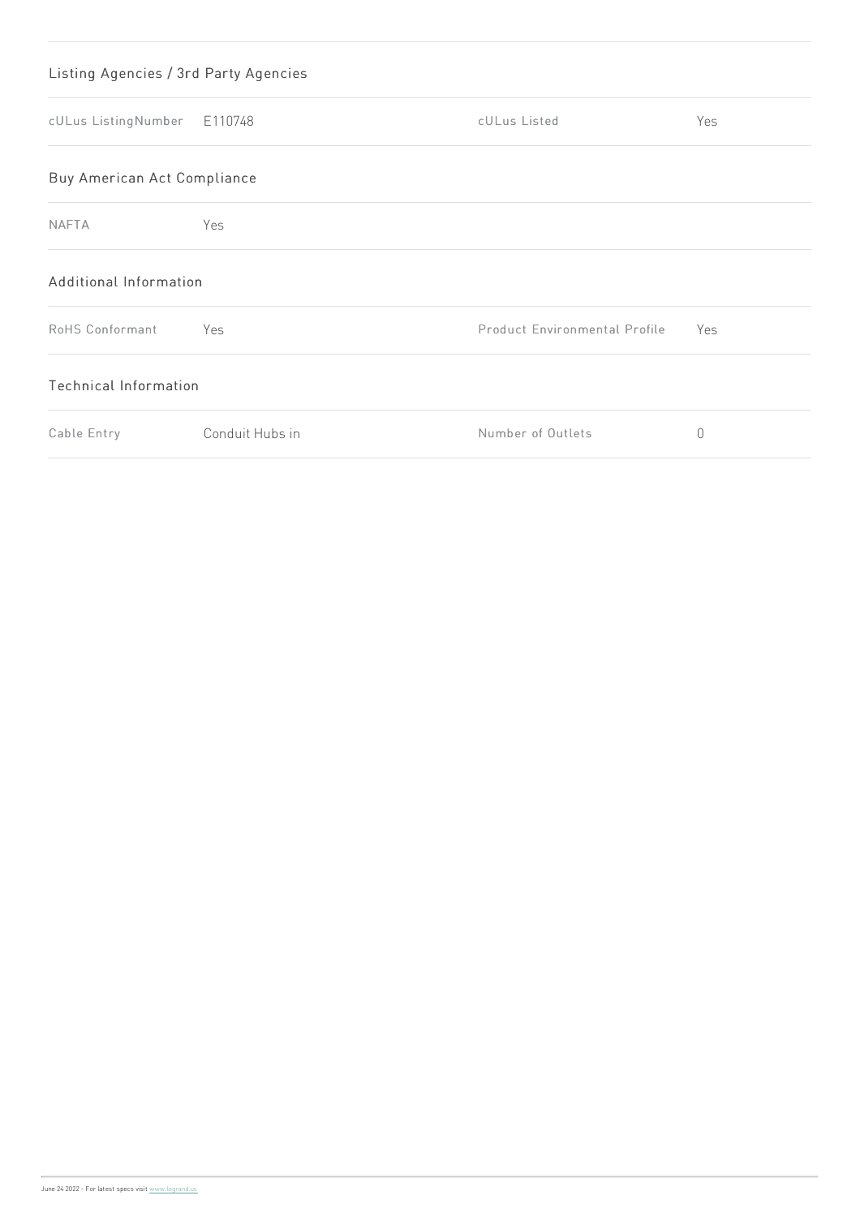## Listing Agencies / 3rd Party Agencies

| | | | |
|---|---|---|---|
| cULus ListingNumber | E110748 | cULus Listed | Yes |

## Buy American Act Compliance

| | |
|---|---|
| NAFTA | Yes |

## Additional Information

| | | | |
|---|---|---|---|
| RoHS Conformant | Yes | Product Environmental Profile | Yes |

## Technical Information

| | | | |
|---|---|---|---|
| Cable Entry | Conduit Hubs in | Number of Outlets | 0 |

June 24 2022 - For latest specs visit www.legrand.us